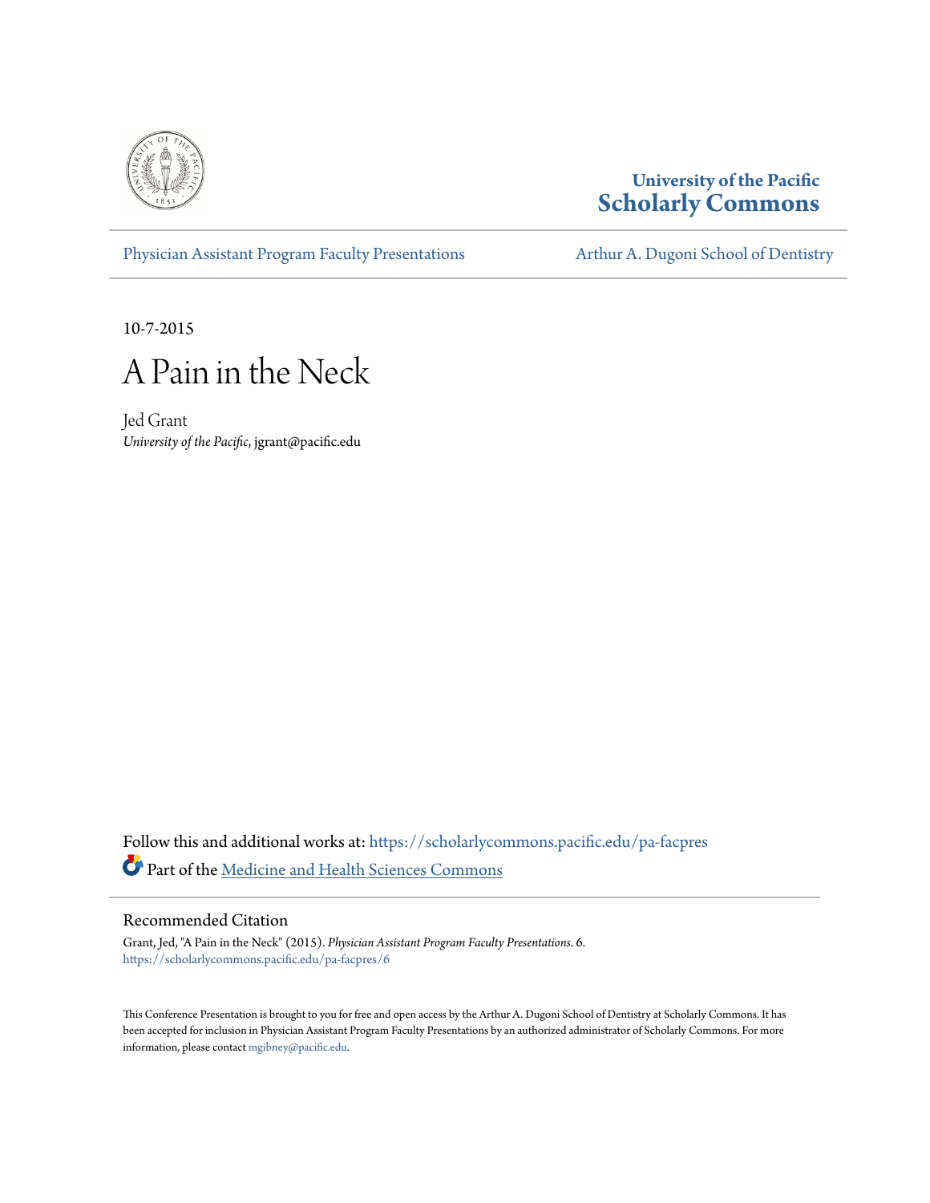University of the Pacific
**Scholarly Commons**

Physician Assistant Program Faculty Presentations | Arthur A. Dugoni School of Dentistry

10-7-2015

# A Pain in the Neck

Jed Grant
*University of the Pacific*, jgrant@pacific.edu

Follow this and additional works at: https://scholarlycommons.pacific.edu/pa-facpres

Part of the Medicine and Health Sciences Commons

## Recommended Citation

Grant, Jed, "A Pain in the Neck" (2015). *Physician Assistant Program Faculty Presentations*. 6.
https://scholarlycommons.pacific.edu/pa-facpres/6

This Conference Presentation is brought to you for free and open access by the Arthur A. Dugoni School of Dentistry at Scholarly Commons. It has been accepted for inclusion in Physician Assistant Program Faculty Presentations by an authorized administrator of Scholarly Commons. For more information, please contact mgibney@pacific.edu.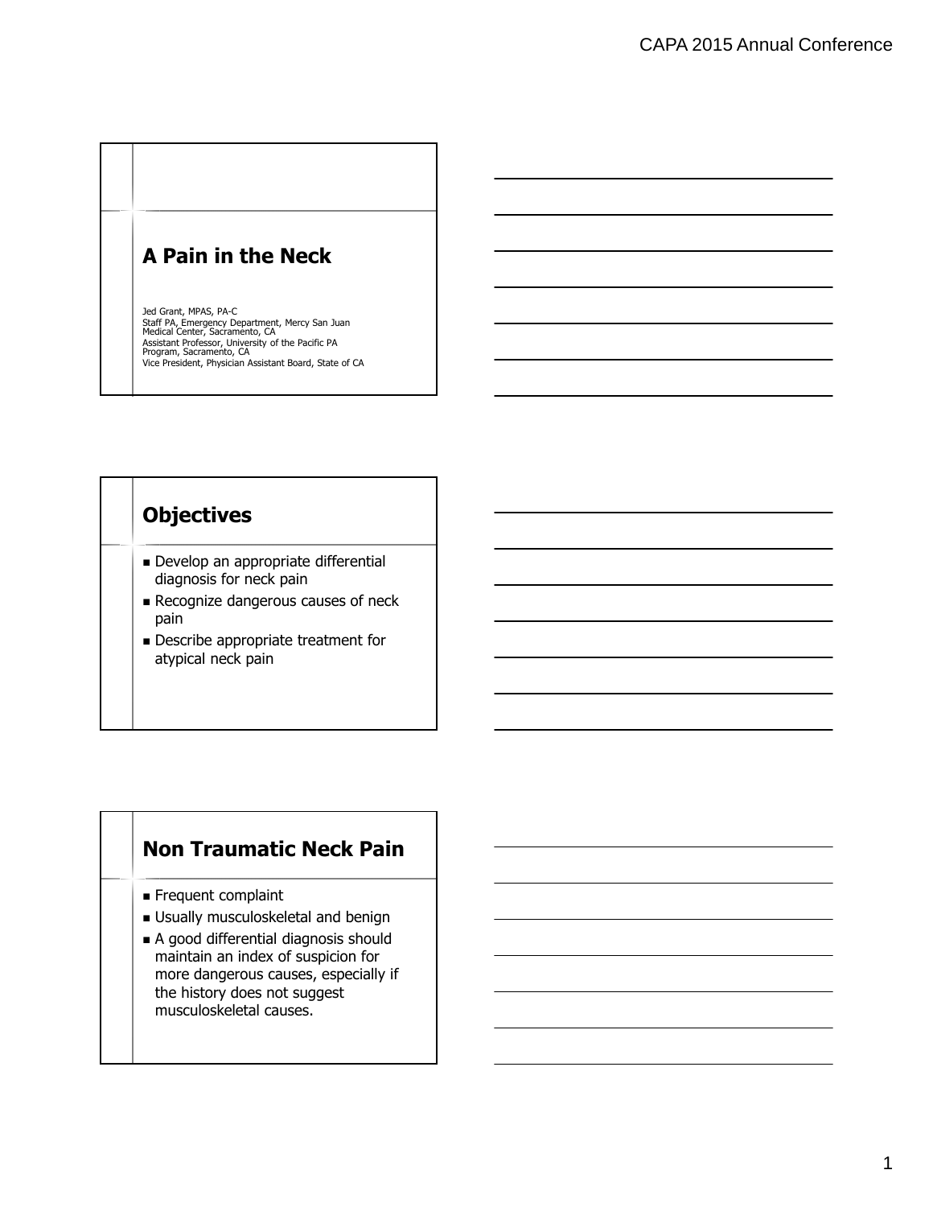## A Pain in the Neck

Jed Grant, MPAS, PA-C
Staff PA, Emergency Department, Mercy San Juan Medical Center, Sacramento, CA
Assistant Professor, University of the Pacific PA Program, Sacramento, CA
Vice President, Physician Assistant Board, State of CA

## Objectives

- Develop an appropriate differential diagnosis for neck pain
- Recognize dangerous causes of neck pain
- Describe appropriate treatment for atypical neck pain

## Non Traumatic Neck Pain

- Frequent complaint
- Usually musculoskeletal and benign
- A good differential diagnosis should maintain an index of suspicion for more dangerous causes, especially if the history does not suggest musculoskeletal causes.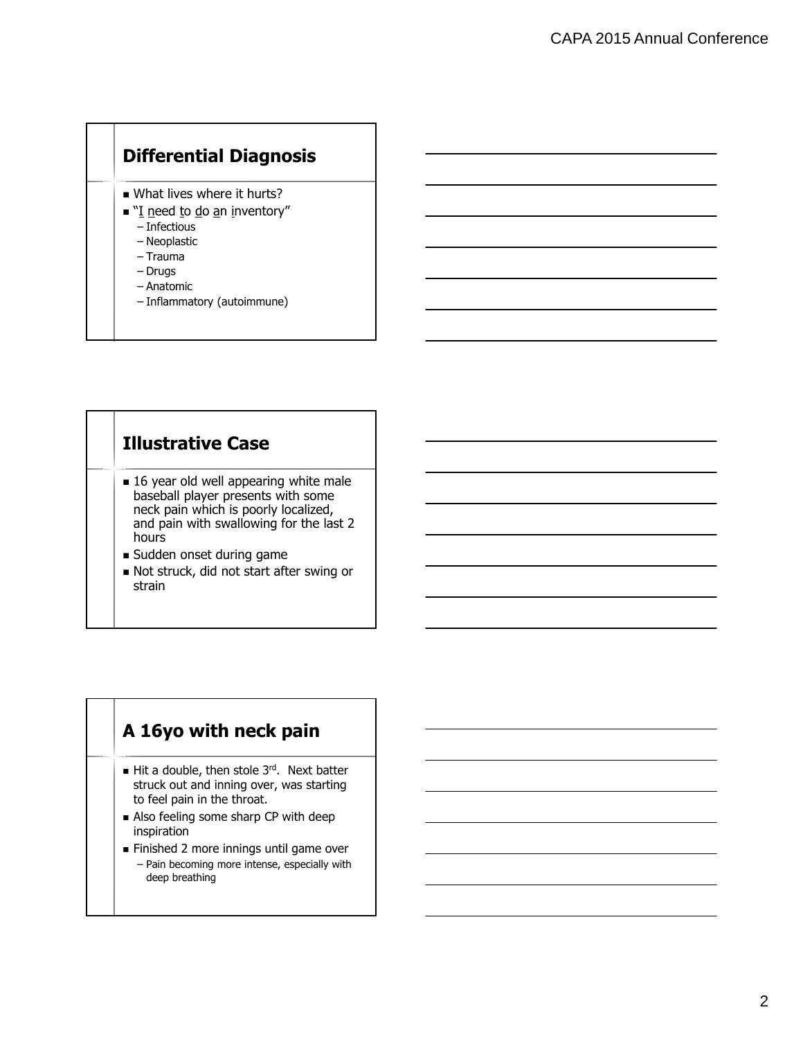## Differential Diagnosis

- What lives where it hurts?
- "I need to do an inventory"
  - Infectious
  - Neoplastic
  - Trauma
  - Drugs
  - Anatomic
  - Inflammatory (autoimmune)

## Illustrative Case

- 16 year old well appearing white male baseball player presents with some neck pain which is poorly localized, and pain with swallowing for the last 2 hours
- Sudden onset during game
- Not struck, did not start after swing or strain

## A 16yo with neck pain

- Hit a double, then stole 3rd. Next batter struck out and inning over, was starting to feel pain in the throat.
- Also feeling some sharp CP with deep inspiration
- Finished 2 more innings until game over
  - Pain becoming more intense, especially with deep breathing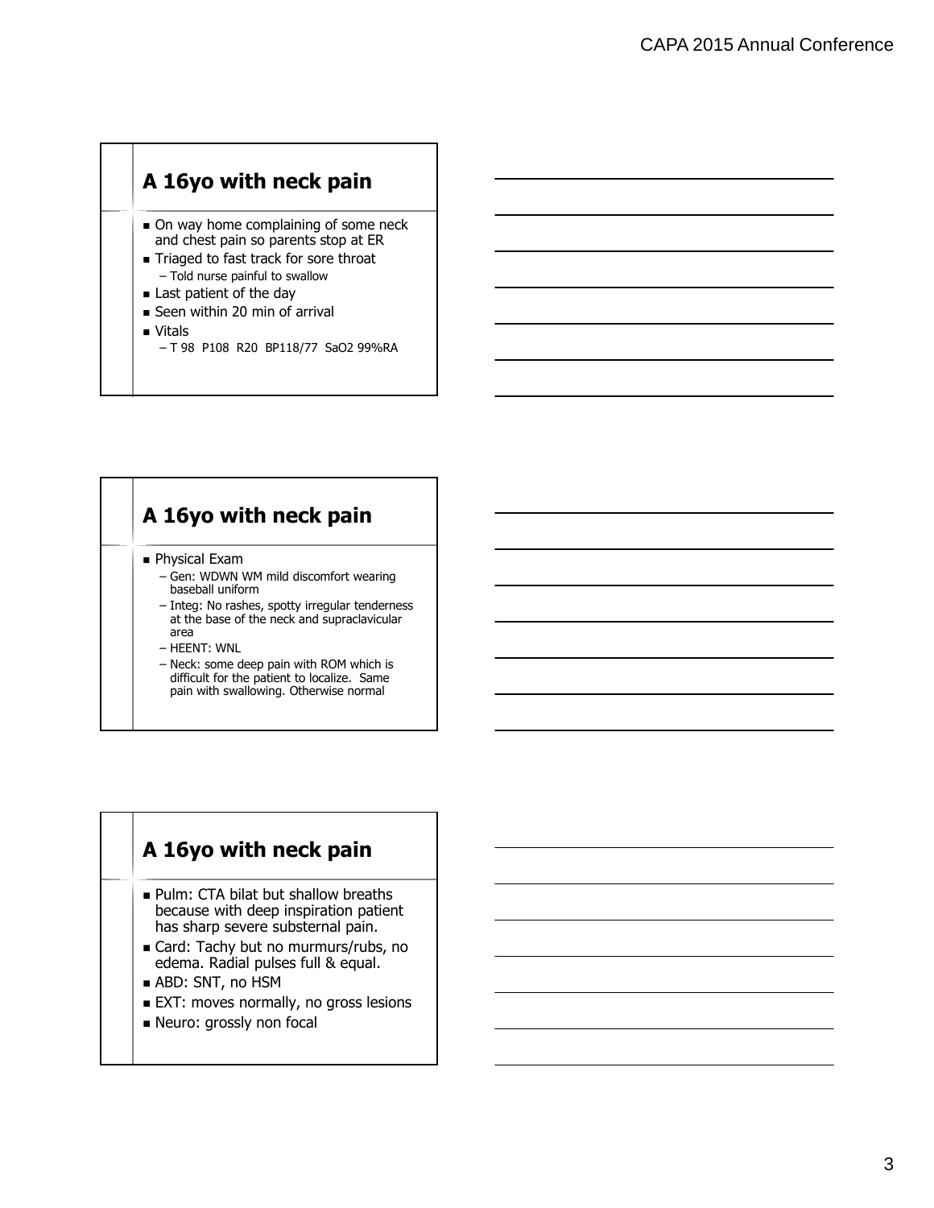## A 16yo with neck pain

- On way home complaining of some neck and chest pain so parents stop at ER
- Triaged to fast track for sore throat
  - Told nurse painful to swallow
- Last patient of the day
- Seen within 20 min of arrival
- Vitals
  - T 98 P108 R20 BP118/77 SaO2 99%RA

## A 16yo with neck pain

- Physical Exam
  - Gen: WDWN WM mild discomfort wearing baseball uniform
  - Integ: No rashes, spotty irregular tenderness at the base of the neck and supraclavicular area
  - HEENT: WNL
  - Neck: some deep pain with ROM which is difficult for the patient to localize. Same pain with swallowing. Otherwise normal

## A 16yo with neck pain

- Pulm: CTA bilat but shallow breaths because with deep inspiration patient has sharp severe substernal pain.
- Card: Tachy but no murmurs/rubs, no edema. Radial pulses full & equal.
- ABD: SNT, no HSM
- EXT: moves normally, no gross lesions
- Neuro: grossly non focal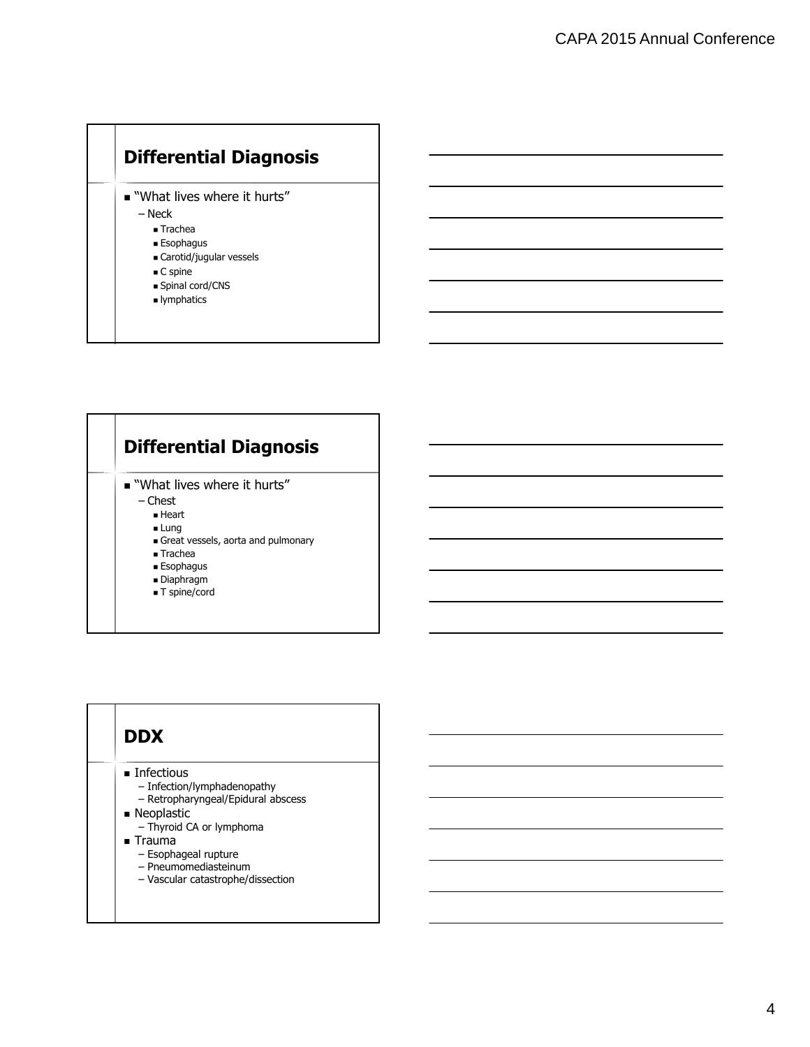## Differential Diagnosis

- "What lives where it hurts"
  - Neck
    - Trachea
    - Esophagus
    - Carotid/jugular vessels
    - C spine
    - Spinal cord/CNS
    - lymphatics

## Differential Diagnosis

- "What lives where it hurts"
  - Chest
    - Heart
    - Lung
    - Great vessels, aorta and pulmonary
    - Trachea
    - Esophagus
    - Diaphragm
    - T spine/cord

## DDX

- Infectious
  - Infection/lymphadenopathy
  - Retropharyngeal/Epidural abscess
- Neoplastic
  - Thyroid CA or lymphoma
- Trauma
  - Esophageal rupture
  - Pneumomediasteinum
  - Vascular catastrophe/dissection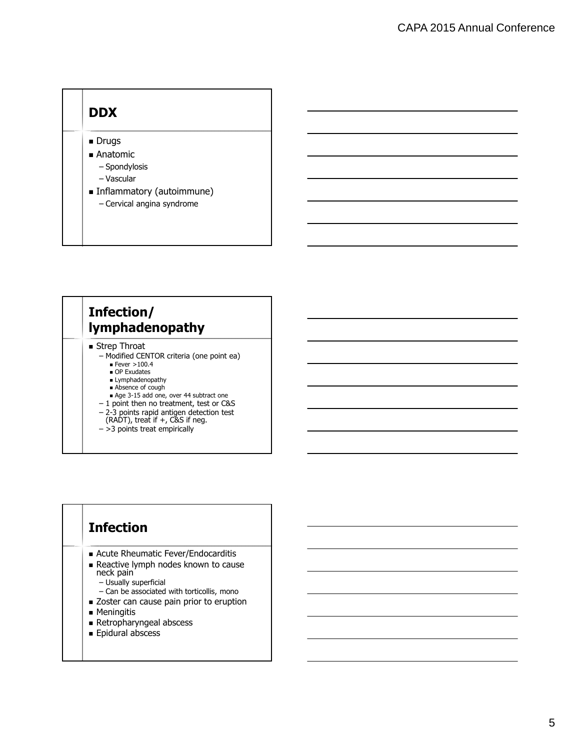## DDX

- Drugs
- Anatomic
  - Spondylosis
  - Vascular
- Inflammatory (autoimmune)
  - Cervical angina syndrome

## Infection/ lymphadenopathy

- Strep Throat
  - Modified CENTOR criteria (one point ea)
    - Fever >100.4
    - OP Exudates
    - Lymphadenopathy
    - Absence of cough
    - Age 3-15 add one, over 44 subtract one
  - 1 point then no treatment, test or C&S
  - 2-3 points rapid antigen detection test (RADT), treat if +, C&S if neg.
  - >3 points treat empirically

## Infection

- Acute Rheumatic Fever/Endocarditis
- Reactive lymph nodes known to cause neck pain
  - Usually superficial
  - Can be associated with torticollis, mono
- Zoster can cause pain prior to eruption
- Meningitis
- Retropharyngeal abscess
- Epidural abscess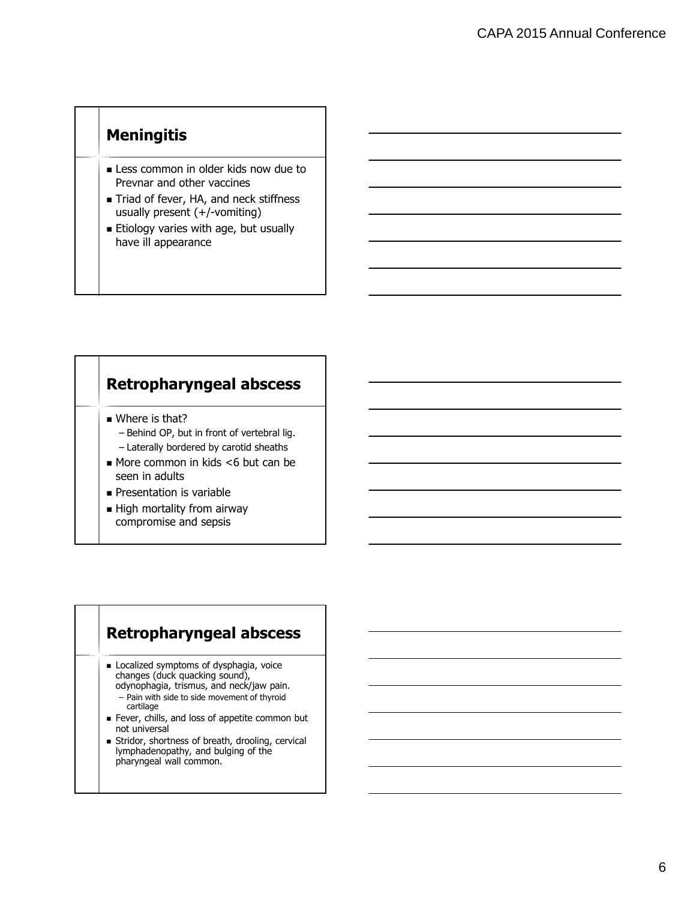## Meningitis

- Less common in older kids now due to Prevnar and other vaccines
- Triad of fever, HA, and neck stiffness usually present (+/-vomiting)
- Etiology varies with age, but usually have ill appearance

## Retropharyngeal abscess

- Where is that?
  - Behind OP, but in front of vertebral lig.
  - Laterally bordered by carotid sheaths
- More common in kids <6 but can be seen in adults
- Presentation is variable
- High mortality from airway compromise and sepsis

## Retropharyngeal abscess

- Localized symptoms of dysphagia, voice changes (duck quacking sound), odynophagia, trismus, and neck/jaw pain.
  - Pain with side to side movement of thyroid cartilage
- Fever, chills, and loss of appetite common but not universal
- Stridor, shortness of breath, drooling, cervical lymphadenopathy, and bulging of the pharyngeal wall common.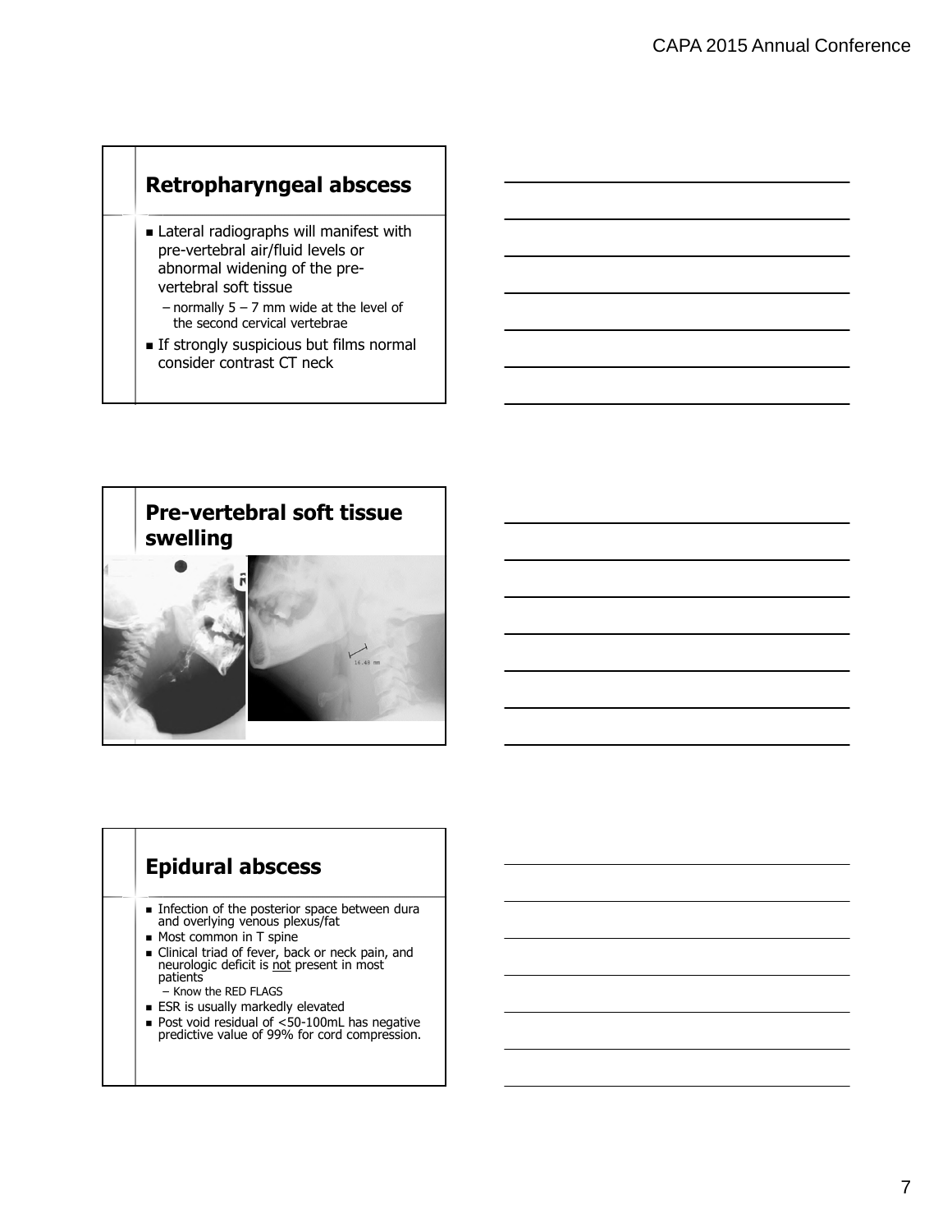## Retropharyngeal abscess

- Lateral radiographs will manifest with pre-vertebral air/fluid levels or abnormal widening of the pre-vertebral soft tissue
  - normally 5 – 7 mm wide at the level of the second cervical vertebrae
- If strongly suspicious but films normal consider contrast CT neck

## Pre-vertebral soft tissue swelling

## Epidural abscess

- Infection of the posterior space between dura and overlying venous plexus/fat
- Most common in T spine
- Clinical triad of fever, back or neck pain, and neurologic deficit is not present in most patients
  - Know the RED FLAGS
- ESR is usually markedly elevated
- Post void residual of <50-100mL has negative predictive value of 99% for cord compression.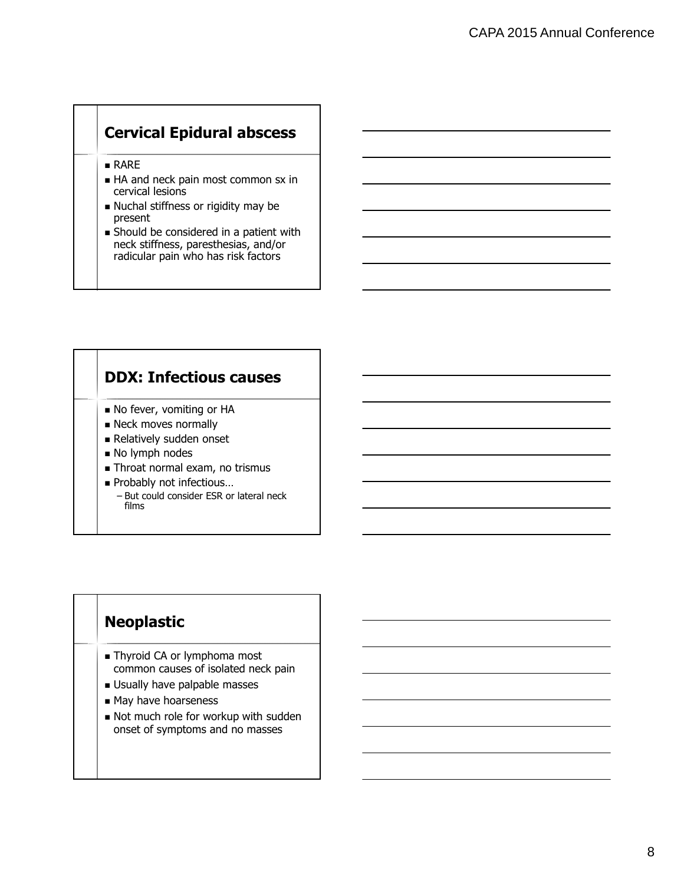## Cervical Epidural abscess

- RARE
- HA and neck pain most common sx in cervical lesions
- Nuchal stiffness or rigidity may be present
- Should be considered in a patient with neck stiffness, paresthesias, and/or radicular pain who has risk factors

## DDX: Infectious causes

- No fever, vomiting or HA
- Neck moves normally
- Relatively sudden onset
- No lymph nodes
- Throat normal exam, no trismus
- Probably not infectious…
  - But could consider ESR or lateral neck films

## Neoplastic

- Thyroid CA or lymphoma most common causes of isolated neck pain
- Usually have palpable masses
- May have hoarseness
- Not much role for workup with sudden onset of symptoms and no masses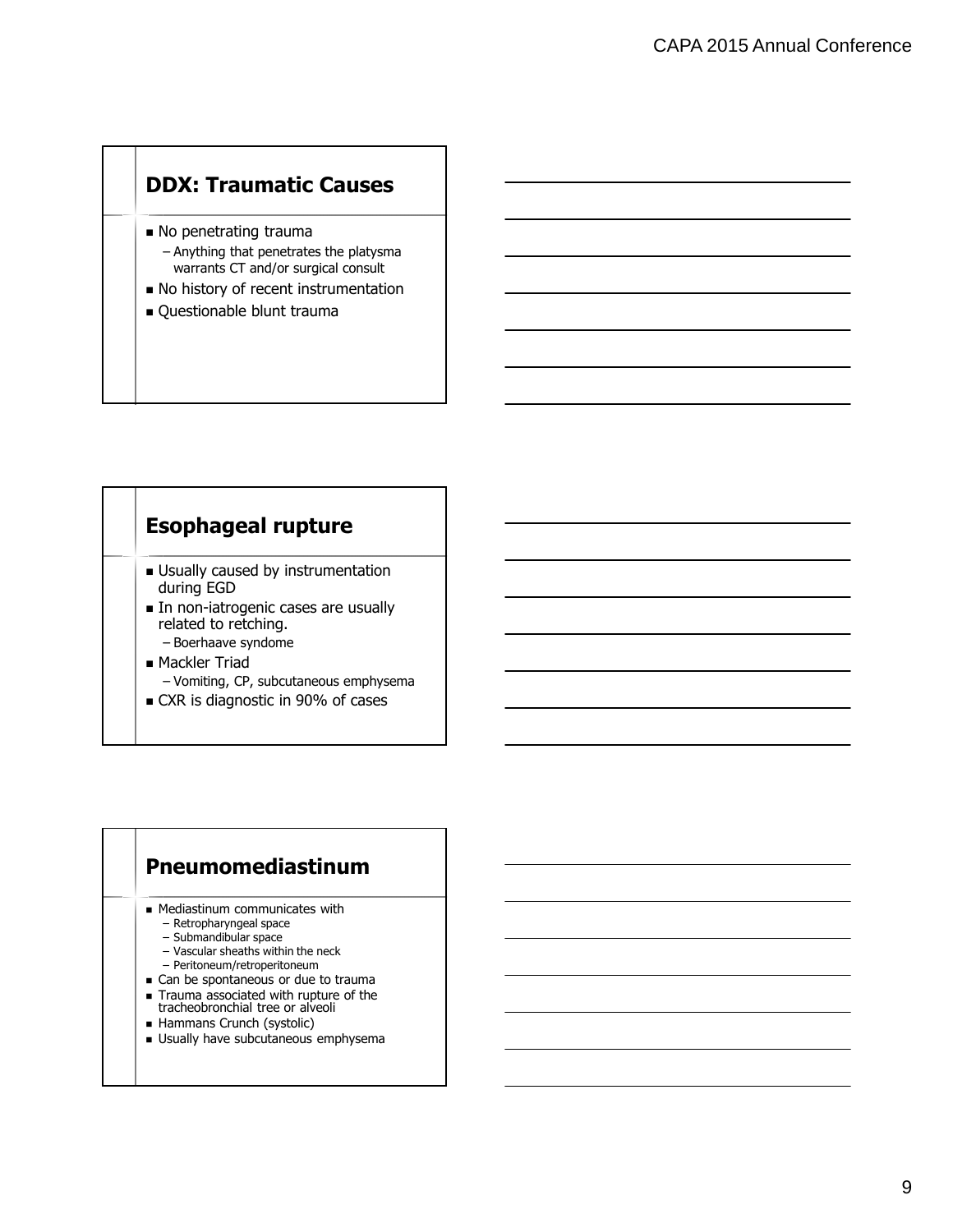## DDX: Traumatic Causes

- No penetrating trauma
  - Anything that penetrates the platysma warrants CT and/or surgical consult
- No history of recent instrumentation
- Questionable blunt trauma

## Esophageal rupture

- Usually caused by instrumentation during EGD
- In non-iatrogenic cases are usually related to retching.
  - Boerhaave syndome
- Mackler Triad
  - Vomiting, CP, subcutaneous emphysema
- CXR is diagnostic in 90% of cases

## Pneumomediastinum

- Mediastinum communicates with
  - Retropharyngeal space
  - Submandibular space
  - Vascular sheaths within the neck
  - Peritoneum/retroperitoneum
- Can be spontaneous or due to trauma
- Trauma associated with rupture of the tracheobronchial tree or alveoli
- Hammans Crunch (systolic)
- Usually have subcutaneous emphysema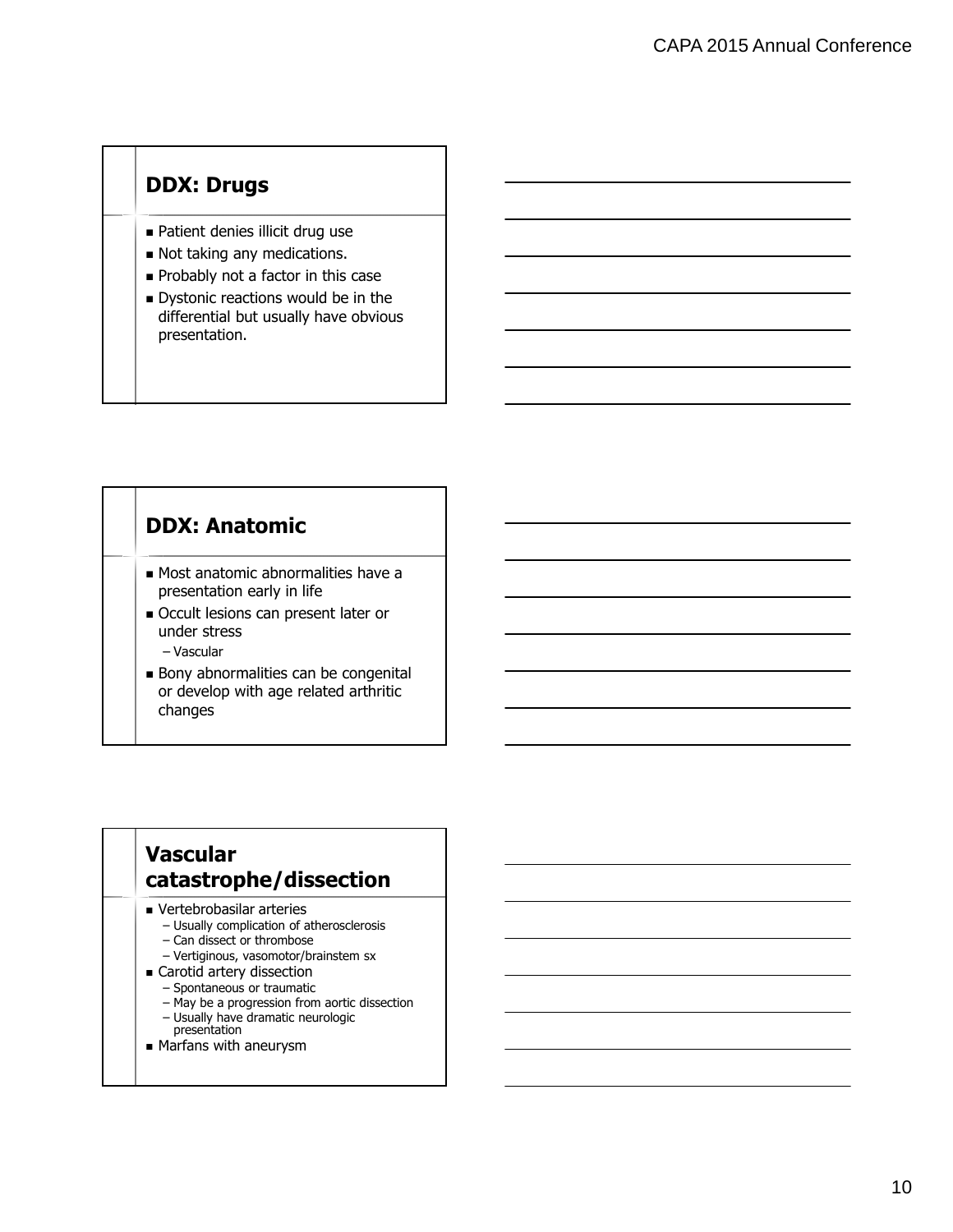## DDX: Drugs

- Patient denies illicit drug use
- Not taking any medications.
- Probably not a factor in this case
- Dystonic reactions would be in the differential but usually have obvious presentation.

## DDX: Anatomic

- Most anatomic abnormalities have a presentation early in life
- Occult lesions can present later or under stress
  - Vascular
- Bony abnormalities can be congenital or develop with age related arthritic changes

## Vascular catastrophe/dissection

- Vertebrobasilar arteries
  - Usually complication of atherosclerosis
  - Can dissect or thrombose
  - Vertiginous, vasomotor/brainstem sx
- Carotid artery dissection
  - Spontaneous or traumatic
  - May be a progression from aortic dissection
  - Usually have dramatic neurologic presentation
- Marfans with aneurysm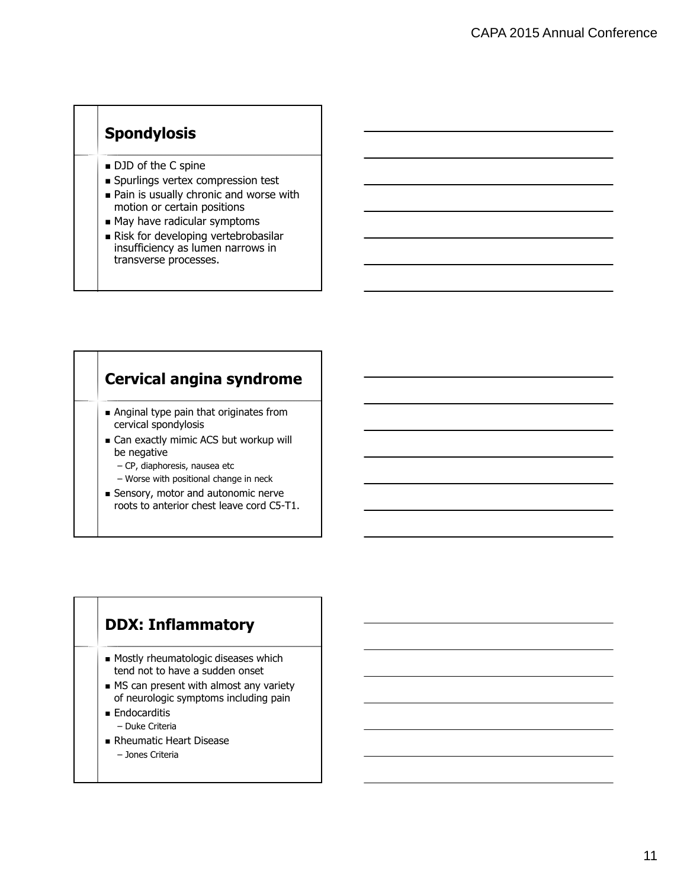## Spondylosis

- DJD of the C spine
- Spurlings vertex compression test
- Pain is usually chronic and worse with motion or certain positions
- May have radicular symptoms
- Risk for developing vertebrobasilar insufficiency as lumen narrows in transverse processes.

## Cervical angina syndrome

- Anginal type pain that originates from cervical spondylosis
- Can exactly mimic ACS but workup will be negative
  - CP, diaphoresis, nausea etc
  - Worse with positional change in neck
- Sensory, motor and autonomic nerve roots to anterior chest leave cord C5-T1.

## DDX: Inflammatory

- Mostly rheumatologic diseases which tend not to have a sudden onset
- MS can present with almost any variety of neurologic symptoms including pain
- Endocarditis
  - Duke Criteria
- Rheumatic Heart Disease
  - Jones Criteria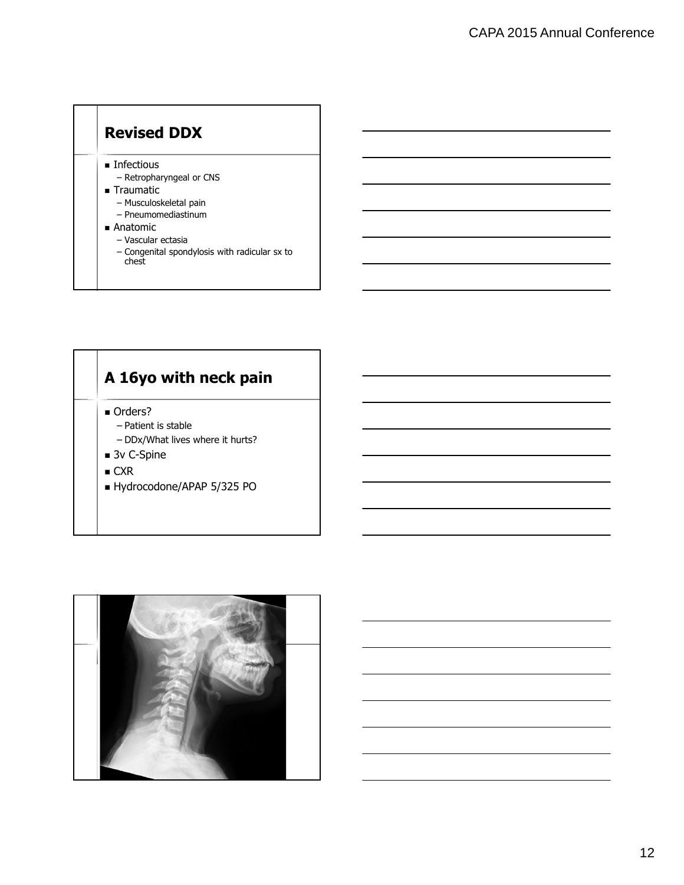## Revised DDX

- Infectious
  - Retropharyngeal or CNS
- Traumatic
  - Musculoskeletal pain
  - Pneumomediastinum
- Anatomic
  - Vascular ectasia
  - Congenital spondylosis with radicular sx to chest

## A 16yo with neck pain

- Orders?
  - Patient is stable
  - DDx/What lives where it hurts?
- 3v C-Spine
- CXR
- Hydrocodone/APAP 5/325 PO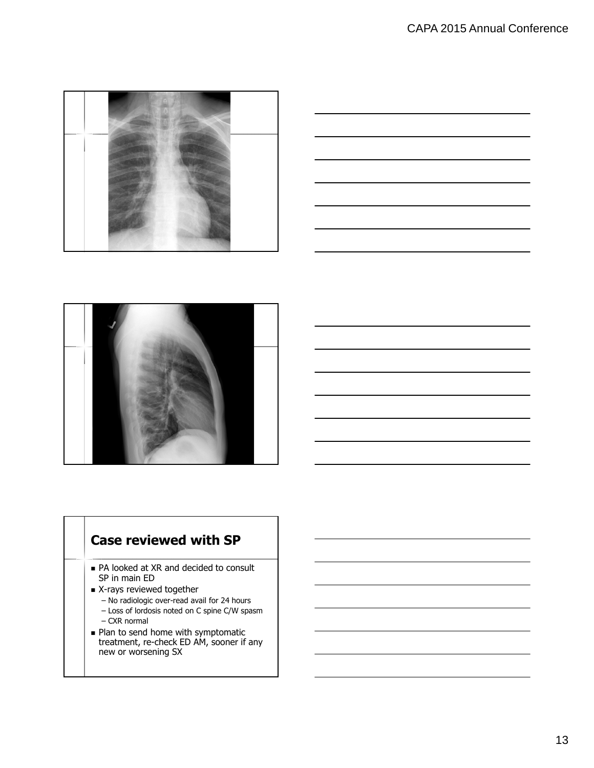## Case reviewed with SP

- PA looked at XR and decided to consult SP in main ED
- X-rays reviewed together
  - No radiologic over-read avail for 24 hours
  - Loss of lordosis noted on C spine C/W spasm
  - CXR normal
- Plan to send home with symptomatic treatment, re-check ED AM, sooner if any new or worsening SX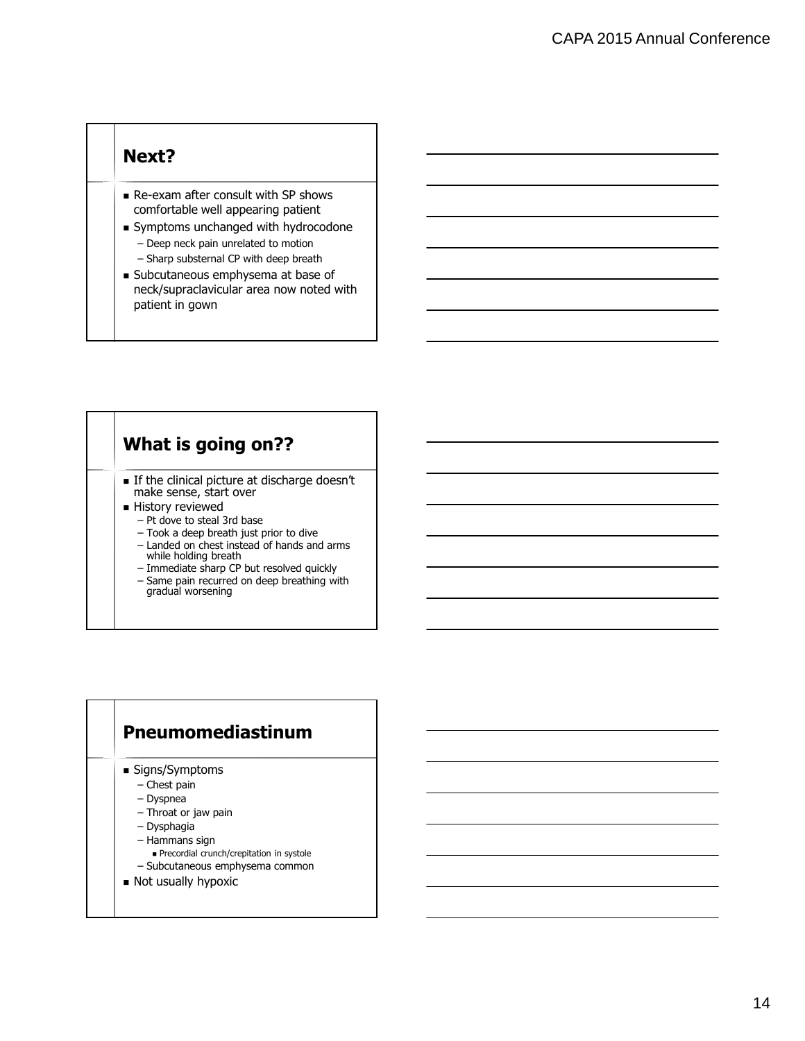## Next?

- Re-exam after consult with SP shows comfortable well appearing patient
- Symptoms unchanged with hydrocodone
  - Deep neck pain unrelated to motion
  - Sharp substernal CP with deep breath
- Subcutaneous emphysema at base of neck/supraclavicular area now noted with patient in gown

## What is going on??

- If the clinical picture at discharge doesn't make sense, start over
- History reviewed
  - Pt dove to steal 3rd base
  - Took a deep breath just prior to dive
  - Landed on chest instead of hands and arms while holding breath
  - Immediate sharp CP but resolved quickly
  - Same pain recurred on deep breathing with gradual worsening

## Pneumomediastinum

- Signs/Symptoms
  - Chest pain
  - Dyspnea
  - Throat or jaw pain
  - Dysphagia
  - Hammans sign
    - Precordial crunch/crepitation in systole
  - Subcutaneous emphysema common
- Not usually hypoxic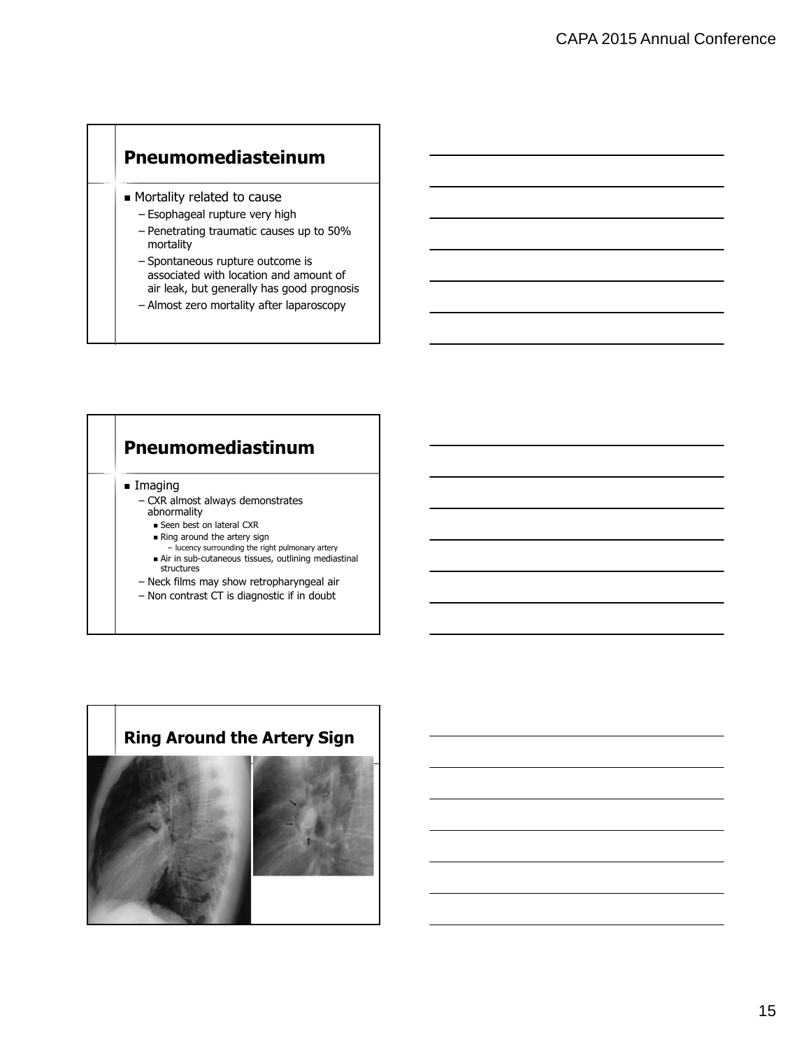## Pneumomediasteinum

- Mortality related to cause
  - Esophageal rupture very high
  - Penetrating traumatic causes up to 50% mortality
  - Spontaneous rupture outcome is associated with location and amount of air leak, but generally has good prognosis
  - Almost zero mortality after laparoscopy

## Pneumomediastinum

- Imaging
  - CXR almost always demonstrates abnormality
    - Seen best on lateral CXR
    - Ring around the artery sign
      - lucency surrounding the right pulmonary artery
    - Air in sub-cutaneous tissues, outlining mediastinal structures
  - Neck films may show retropharyngeal air
  - Non contrast CT is diagnostic if in doubt

## Ring Around the Artery Sign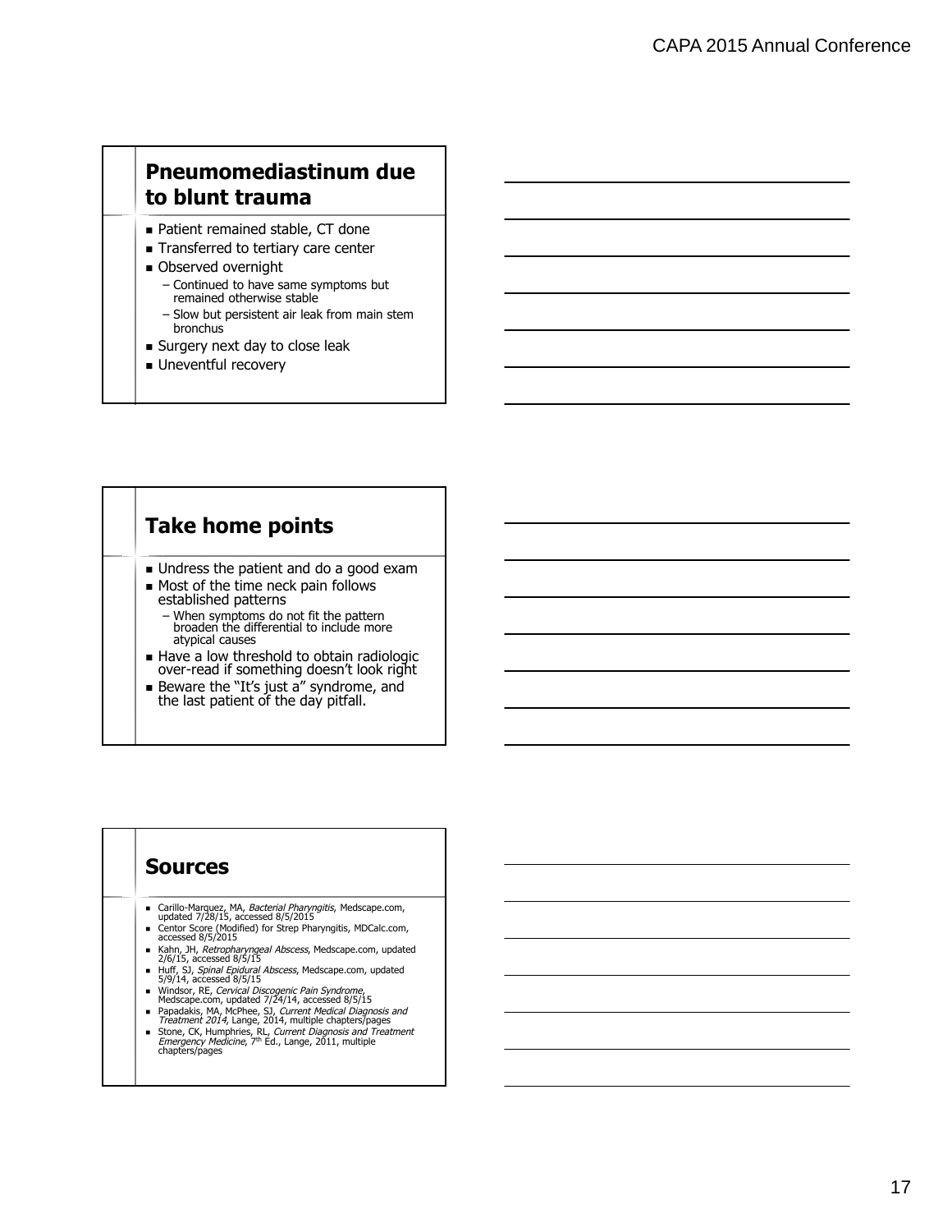## Pneumomediastinum due to blunt trauma

- Patient remained stable, CT done
- Transferred to tertiary care center
- Observed overnight
  - Continued to have same symptoms but remained otherwise stable
  - Slow but persistent air leak from main stem bronchus
- Surgery next day to close leak
- Uneventful recovery

## Take home points

- Undress the patient and do a good exam
- Most of the time neck pain follows established patterns
  - When symptoms do not fit the pattern broaden the differential to include more atypical causes
- Have a low threshold to obtain radiologic over-read if something doesn't look right
- Beware the "It's just a" syndrome, and the last patient of the day pitfall.

## Sources

- Carillo-Marquez, MA, *Bacterial Pharyngitis*, Medscape.com, updated 7/28/15, accessed 8/5/2015
- Centor Score (Modified) for Strep Pharyngitis, MDCalc.com, accessed 8/5/2015
- Kahn, JH, *Retropharyngeal Abscess*, Medscape.com, updated 2/6/15, accessed 8/5/15
- Huff, SJ, *Spinal Epidural Abscess*, Medscape.com, updated 5/9/14, accessed 8/5/15
- Windsor, RE, *Cervical Discogenic Pain Syndrome*, Medscape.com, updated 7/24/14, accessed 8/5/15
- Papadakis, MA, McPhee, SJ, *Current Medical Diagnosis and Treatment 2014*, Lange, 2014, multiple chapters/pages
- Stone, CK, Humphries, RL, *Current Diagnosis and Treatment Emergency Medicine*, 7th Ed., Lange, 2011, multiple chapters/pages